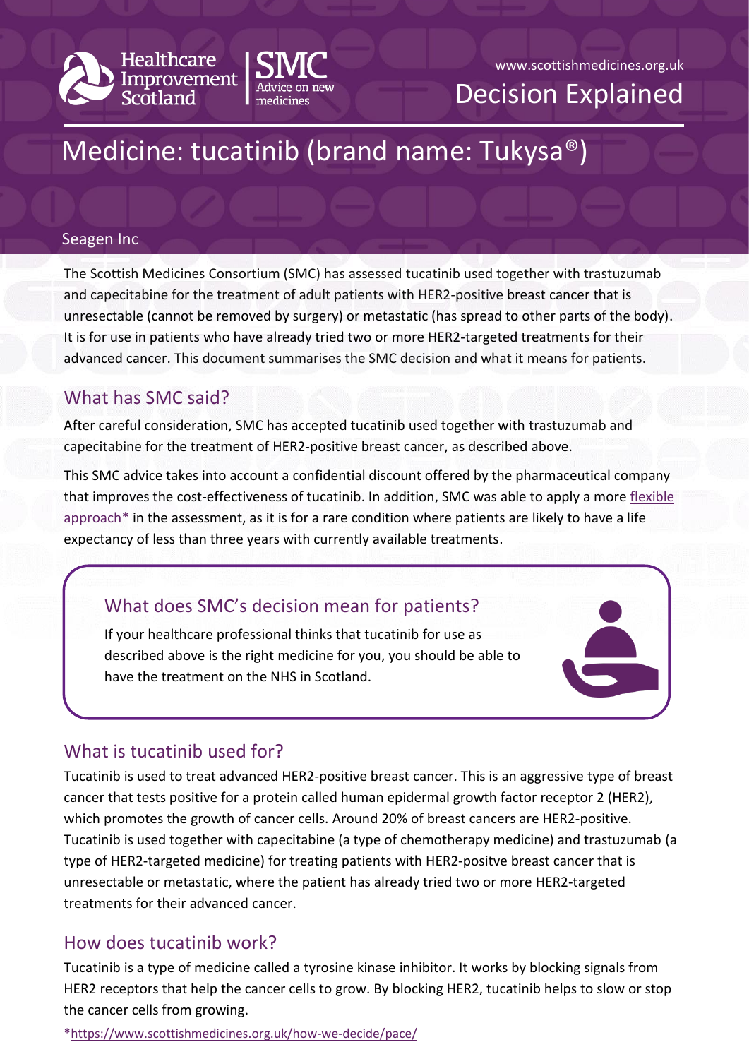Healthcare Improvement Scotland | SMC Advice on new medicines

www.scottishmedicines.org.uk

Decision Explained

# Medicine: tucatinib (brand name: Tukysa®)

Seagen Inc

The Scottish Medicines Consortium (SMC) has assessed tucatinib used together with trastuzumab and capecitabine for the treatment of adult patients with HER2-positive breast cancer that is unresectable (cannot be removed by surgery) or metastatic (has spread to other parts of the body). It is for use in patients who have already tried two or more HER2-targeted treatments for their advanced cancer. This document summarises the SMC decision and what it means for patients.

## What has SMC said?

After careful consideration, SMC has accepted tucatinib used together with trastuzumab and capecitabine for the treatment of HER2-positive breast cancer, as described above.

This SMC advice takes into account a confidential discount offered by the pharmaceutical company that improves the cost-effectiveness of tucatinib. In addition, SMC was able to apply a more flexible approach* in the assessment, as it is for a rare condition where patients are likely to have a life expectancy of less than three years with currently available treatments.

### What does SMC's decision mean for patients?

If your healthcare professional thinks that tucatinib for use as described above is the right medicine for you, you should be able to have the treatment on the NHS in Scotland.

## What is tucatinib used for?

Tucatinib is used to treat advanced HER2-positive breast cancer. This is an aggressive type of breast cancer that tests positive for a protein called human epidermal growth factor receptor 2 (HER2), which promotes the growth of cancer cells. Around 20% of breast cancers are HER2-positive. Tucatinib is used together with capecitabine (a type of chemotherapy medicine) and trastuzumab (a type of HER2-targeted medicine) for treating patients with HER2-positve breast cancer that is unresectable or metastatic, where the patient has already tried two or more HER2-targeted treatments for their advanced cancer.

## How does tucatinib work?

Tucatinib is a type of medicine called a tyrosine kinase inhibitor. It works by blocking signals from HER2 receptors that help the cancer cells to grow. By blocking HER2, tucatinib helps to slow or stop the cancer cells from growing.

*https://www.scottishmedicines.org.uk/how-we-decide/pace/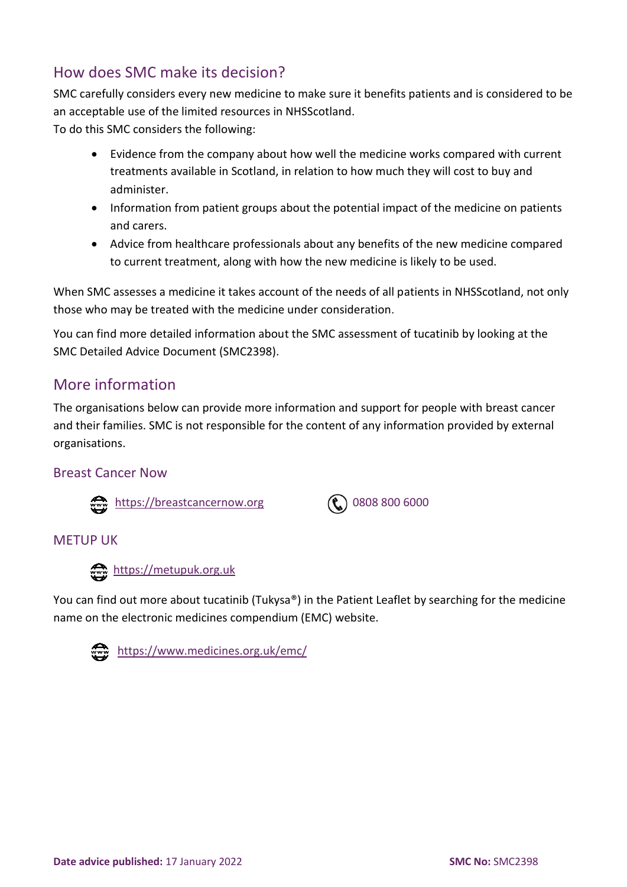## How does SMC make its decision?

SMC carefully considers every new medicine to make sure it benefits patients and is considered to be an acceptable use of the limited resources in NHSScotland.
To do this SMC considers the following:

- Evidence from the company about how well the medicine works compared with current treatments available in Scotland, in relation to how much they will cost to buy and administer.
- Information from patient groups about the potential impact of the medicine on patients and carers.
- Advice from healthcare professionals about any benefits of the new medicine compared to current treatment, along with how the new medicine is likely to be used.

When SMC assesses a medicine it takes account of the needs of all patients in NHSScotland, not only those who may be treated with the medicine under consideration.

You can find more detailed information about the SMC assessment of tucatinib by looking at the SMC Detailed Advice Document (SMC2398).

## More information

The organisations below can provide more information and support for people with breast cancer and their families. SMC is not responsible for the content of any information provided by external organisations.

### Breast Cancer Now

https://breastcancernow.org

0808 800 6000

### METUP UK

https://metupuk.org.uk

You can find out more about tucatinib (Tukysa®) in the Patient Leaflet by searching for the medicine name on the electronic medicines compendium (EMC) website.

https://www.medicines.org.uk/emc/

**Date advice published:** 17 January 2022

**SMC No:** SMC2398